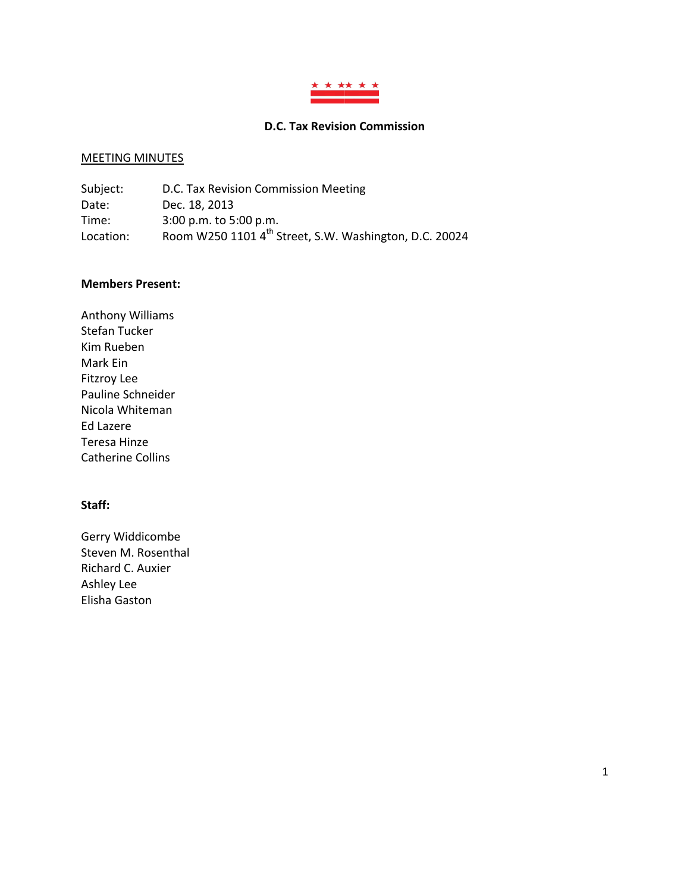**D.C. Tax Revision Commission**

MEETING MINUTES

Subject: D.C. Tax Revision Commission Meeting
Date: Dec. 18, 2013
Time: 3:00 p.m. to 5:00 p.m.
Location: Room W250 1101 4th Street, S.W. Washington, D.C. 20024

**Members Present:**

Anthony Williams
Stefan Tucker
Kim Rueben
Mark Ein
Fitzroy Lee
Pauline Schneider
Nicola Whiteman
Ed Lazere
Teresa Hinze
Catherine Collins

**Staff:**

Gerry Widdicombe
Steven M. Rosenthal
Richard C. Auxier
Ashley Lee
Elisha Gaston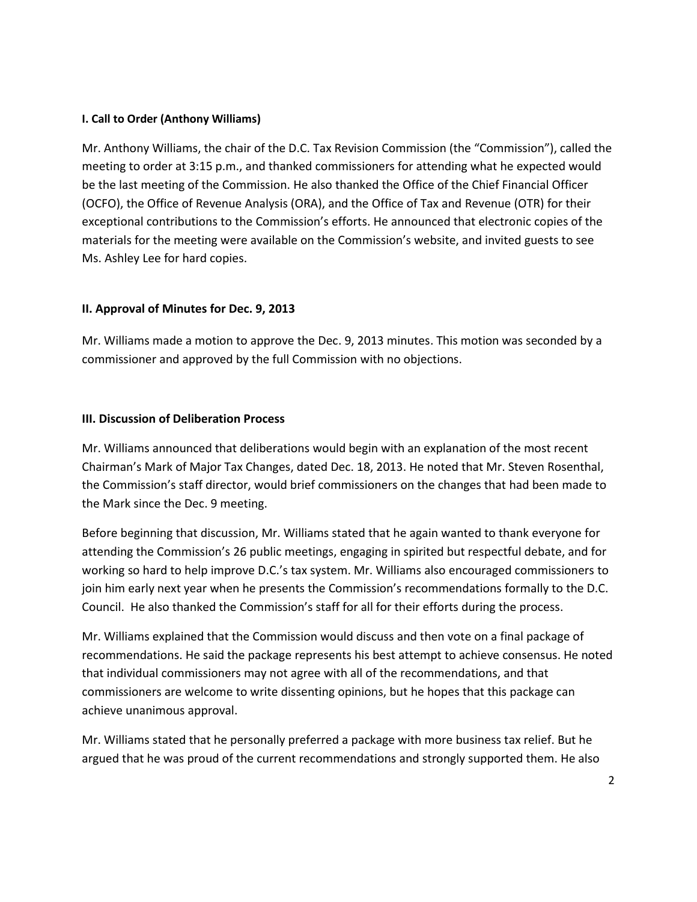**I. Call to Order (Anthony Williams)**

Mr. Anthony Williams, the chair of the D.C. Tax Revision Commission (the "Commission"), called the meeting to order at 3:15 p.m., and thanked commissioners for attending what he expected would be the last meeting of the Commission. He also thanked the Office of the Chief Financial Officer (OCFO), the Office of Revenue Analysis (ORA), and the Office of Tax and Revenue (OTR) for their exceptional contributions to the Commission's efforts. He announced that electronic copies of the materials for the meeting were available on the Commission's website, and invited guests to see Ms. Ashley Lee for hard copies.

**II. Approval of Minutes for Dec. 9, 2013**

Mr. Williams made a motion to approve the Dec. 9, 2013 minutes. This motion was seconded by a commissioner and approved by the full Commission with no objections.

**III. Discussion of Deliberation Process**

Mr. Williams announced that deliberations would begin with an explanation of the most recent Chairman's Mark of Major Tax Changes, dated Dec. 18, 2013. He noted that Mr. Steven Rosenthal, the Commission's staff director, would brief commissioners on the changes that had been made to the Mark since the Dec. 9 meeting.

Before beginning that discussion, Mr. Williams stated that he again wanted to thank everyone for attending the Commission's 26 public meetings, engaging in spirited but respectful debate, and for working so hard to help improve D.C.'s tax system. Mr. Williams also encouraged commissioners to join him early next year when he presents the Commission's recommendations formally to the D.C. Council. He also thanked the Commission's staff for all for their efforts during the process.

Mr. Williams explained that the Commission would discuss and then vote on a final package of recommendations. He said the package represents his best attempt to achieve consensus. He noted that individual commissioners may not agree with all of the recommendations, and that commissioners are welcome to write dissenting opinions, but he hopes that this package can achieve unanimous approval.

Mr. Williams stated that he personally preferred a package with more business tax relief. But he argued that he was proud of the current recommendations and strongly supported them. He also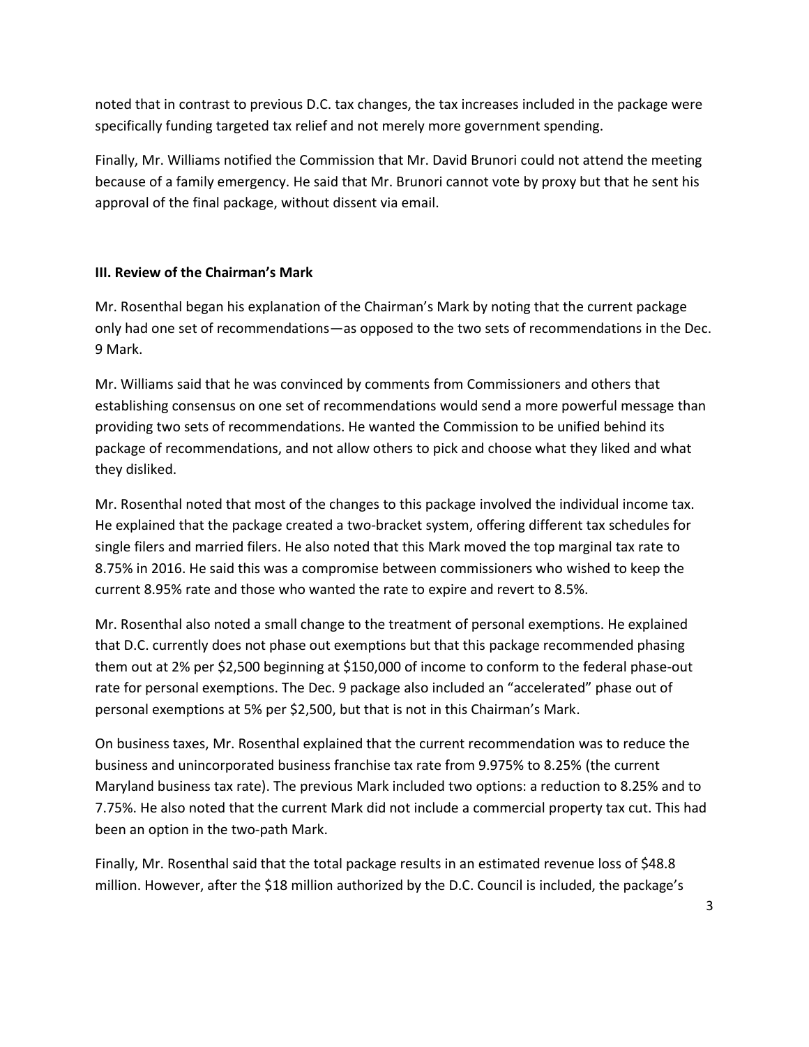noted that in contrast to previous D.C. tax changes, the tax increases included in the package were specifically funding targeted tax relief and not merely more government spending.

Finally, Mr. Williams notified the Commission that Mr. David Brunori could not attend the meeting because of a family emergency. He said that Mr. Brunori cannot vote by proxy but that he sent his approval of the final package, without dissent via email.

**III. Review of the Chairman's Mark**

Mr. Rosenthal began his explanation of the Chairman's Mark by noting that the current package only had one set of recommendations—as opposed to the two sets of recommendations in the Dec. 9 Mark.

Mr. Williams said that he was convinced by comments from Commissioners and others that establishing consensus on one set of recommendations would send a more powerful message than providing two sets of recommendations. He wanted the Commission to be unified behind its package of recommendations, and not allow others to pick and choose what they liked and what they disliked.

Mr. Rosenthal noted that most of the changes to this package involved the individual income tax. He explained that the package created a two-bracket system, offering different tax schedules for single filers and married filers. He also noted that this Mark moved the top marginal tax rate to 8.75% in 2016. He said this was a compromise between commissioners who wished to keep the current 8.95% rate and those who wanted the rate to expire and revert to 8.5%.

Mr. Rosenthal also noted a small change to the treatment of personal exemptions. He explained that D.C. currently does not phase out exemptions but that this package recommended phasing them out at 2% per $2,500 beginning at $150,000 of income to conform to the federal phase-out rate for personal exemptions. The Dec. 9 package also included an "accelerated" phase out of personal exemptions at 5% per $2,500, but that is not in this Chairman's Mark.

On business taxes, Mr. Rosenthal explained that the current recommendation was to reduce the business and unincorporated business franchise tax rate from 9.975% to 8.25% (the current Maryland business tax rate). The previous Mark included two options: a reduction to 8.25% and to 7.75%. He also noted that the current Mark did not include a commercial property tax cut. This had been an option in the two-path Mark.

Finally, Mr. Rosenthal said that the total package results in an estimated revenue loss of $48.8 million. However, after the $18 million authorized by the D.C. Council is included, the package's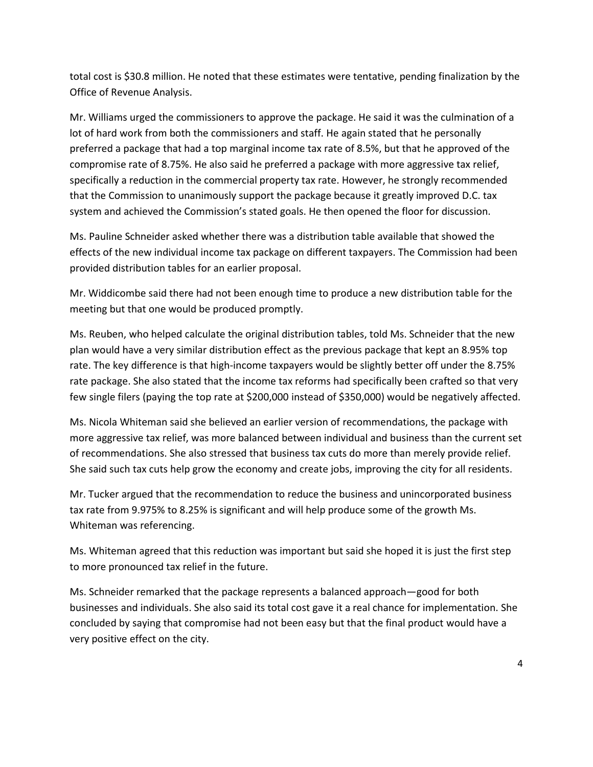total cost is $30.8 million. He noted that these estimates were tentative, pending finalization by the Office of Revenue Analysis.

Mr. Williams urged the commissioners to approve the package. He said it was the culmination of a lot of hard work from both the commissioners and staff. He again stated that he personally preferred a package that had a top marginal income tax rate of 8.5%, but that he approved of the compromise rate of 8.75%. He also said he preferred a package with more aggressive tax relief, specifically a reduction in the commercial property tax rate. However, he strongly recommended that the Commission to unanimously support the package because it greatly improved D.C. tax system and achieved the Commission's stated goals. He then opened the floor for discussion.

Ms. Pauline Schneider asked whether there was a distribution table available that showed the effects of the new individual income tax package on different taxpayers. The Commission had been provided distribution tables for an earlier proposal.

Mr. Widdicombe said there had not been enough time to produce a new distribution table for the meeting but that one would be produced promptly.

Ms. Reuben, who helped calculate the original distribution tables, told Ms. Schneider that the new plan would have a very similar distribution effect as the previous package that kept an 8.95% top rate. The key difference is that high-income taxpayers would be slightly better off under the 8.75% rate package. She also stated that the income tax reforms had specifically been crafted so that very few single filers (paying the top rate at $200,000 instead of $350,000) would be negatively affected.

Ms. Nicola Whiteman said she believed an earlier version of recommendations, the package with more aggressive tax relief, was more balanced between individual and business than the current set of recommendations. She also stressed that business tax cuts do more than merely provide relief. She said such tax cuts help grow the economy and create jobs, improving the city for all residents.

Mr. Tucker argued that the recommendation to reduce the business and unincorporated business tax rate from 9.975% to 8.25% is significant and will help produce some of the growth Ms. Whiteman was referencing.

Ms. Whiteman agreed that this reduction was important but said she hoped it is just the first step to more pronounced tax relief in the future.

Ms. Schneider remarked that the package represents a balanced approach—good for both businesses and individuals. She also said its total cost gave it a real chance for implementation. She concluded by saying that compromise had not been easy but that the final product would have a very positive effect on the city.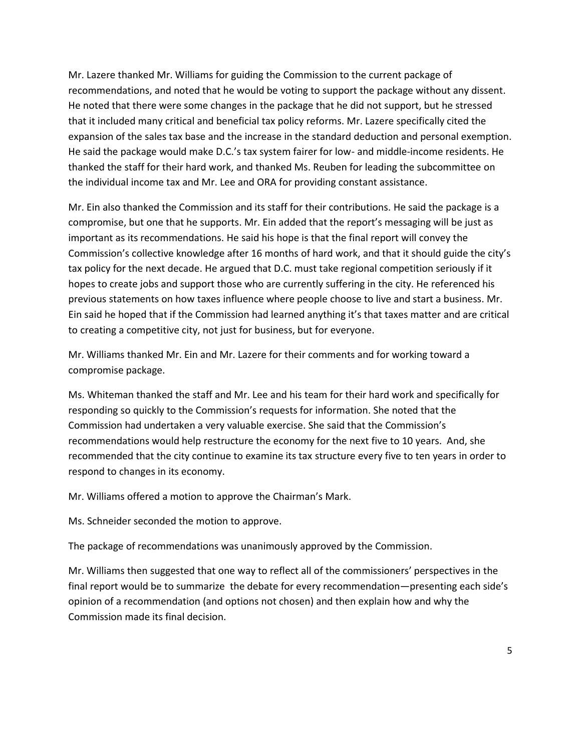Mr. Lazere thanked Mr. Williams for guiding the Commission to the current package of recommendations, and noted that he would be voting to support the package without any dissent. He noted that there were some changes in the package that he did not support, but he stressed that it included many critical and beneficial tax policy reforms. Mr. Lazere specifically cited the expansion of the sales tax base and the increase in the standard deduction and personal exemption. He said the package would make D.C.'s tax system fairer for low- and middle-income residents. He thanked the staff for their hard work, and thanked Ms. Reuben for leading the subcommittee on the individual income tax and Mr. Lee and ORA for providing constant assistance.

Mr. Ein also thanked the Commission and its staff for their contributions. He said the package is a compromise, but one that he supports. Mr. Ein added that the report's messaging will be just as important as its recommendations. He said his hope is that the final report will convey the Commission's collective knowledge after 16 months of hard work, and that it should guide the city's tax policy for the next decade. He argued that D.C. must take regional competition seriously if it hopes to create jobs and support those who are currently suffering in the city. He referenced his previous statements on how taxes influence where people choose to live and start a business. Mr. Ein said he hoped that if the Commission had learned anything it's that taxes matter and are critical to creating a competitive city, not just for business, but for everyone.

Mr. Williams thanked Mr. Ein and Mr. Lazere for their comments and for working toward a compromise package.

Ms. Whiteman thanked the staff and Mr. Lee and his team for their hard work and specifically for responding so quickly to the Commission's requests for information. She noted that the Commission had undertaken a very valuable exercise. She said that the Commission's recommendations would help restructure the economy for the next five to 10 years. And, she recommended that the city continue to examine its tax structure every five to ten years in order to respond to changes in its economy.

Mr. Williams offered a motion to approve the Chairman's Mark.

Ms. Schneider seconded the motion to approve.

The package of recommendations was unanimously approved by the Commission.

Mr. Williams then suggested that one way to reflect all of the commissioners' perspectives in the final report would be to summarize the debate for every recommendation—presenting each side's opinion of a recommendation (and options not chosen) and then explain how and why the Commission made its final decision.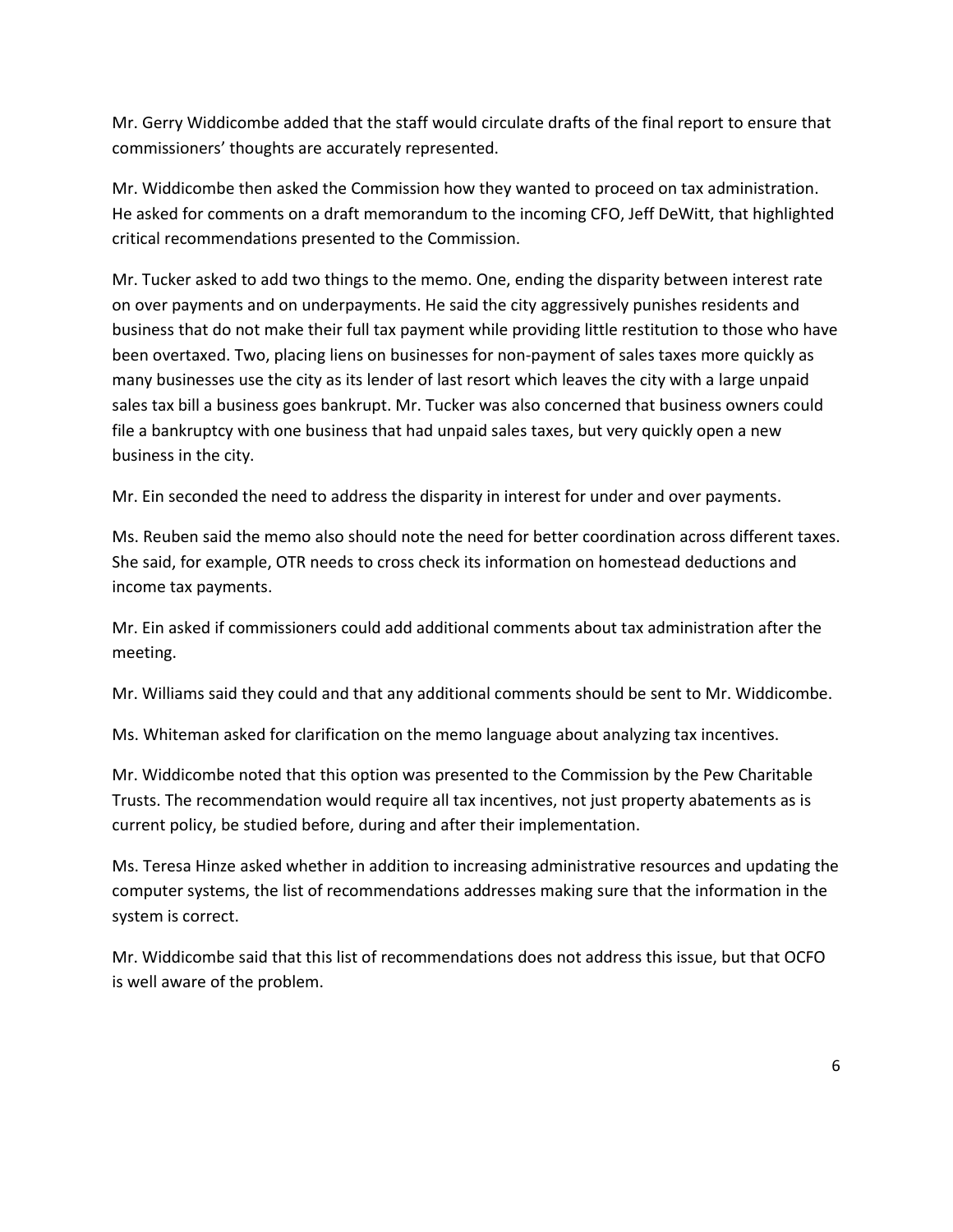Mr. Gerry Widdicombe added that the staff would circulate drafts of the final report to ensure that commissioners' thoughts are accurately represented.

Mr. Widdicombe then asked the Commission how they wanted to proceed on tax administration. He asked for comments on a draft memorandum to the incoming CFO, Jeff DeWitt, that highlighted critical recommendations presented to the Commission.

Mr. Tucker asked to add two things to the memo. One, ending the disparity between interest rate on over payments and on underpayments. He said the city aggressively punishes residents and business that do not make their full tax payment while providing little restitution to those who have been overtaxed. Two, placing liens on businesses for non-payment of sales taxes more quickly as many businesses use the city as its lender of last resort which leaves the city with a large unpaid sales tax bill a business goes bankrupt. Mr. Tucker was also concerned that business owners could file a bankruptcy with one business that had unpaid sales taxes, but very quickly open a new business in the city.

Mr. Ein seconded the need to address the disparity in interest for under and over payments.

Ms. Reuben said the memo also should note the need for better coordination across different taxes. She said, for example, OTR needs to cross check its information on homestead deductions and income tax payments.

Mr. Ein asked if commissioners could add additional comments about tax administration after the meeting.

Mr. Williams said they could and that any additional comments should be sent to Mr. Widdicombe.

Ms. Whiteman asked for clarification on the memo language about analyzing tax incentives.

Mr. Widdicombe noted that this option was presented to the Commission by the Pew Charitable Trusts. The recommendation would require all tax incentives, not just property abatements as is current policy, be studied before, during and after their implementation.

Ms. Teresa Hinze asked whether in addition to increasing administrative resources and updating the computer systems, the list of recommendations addresses making sure that the information in the system is correct.

Mr. Widdicombe said that this list of recommendations does not address this issue, but that OCFO is well aware of the problem.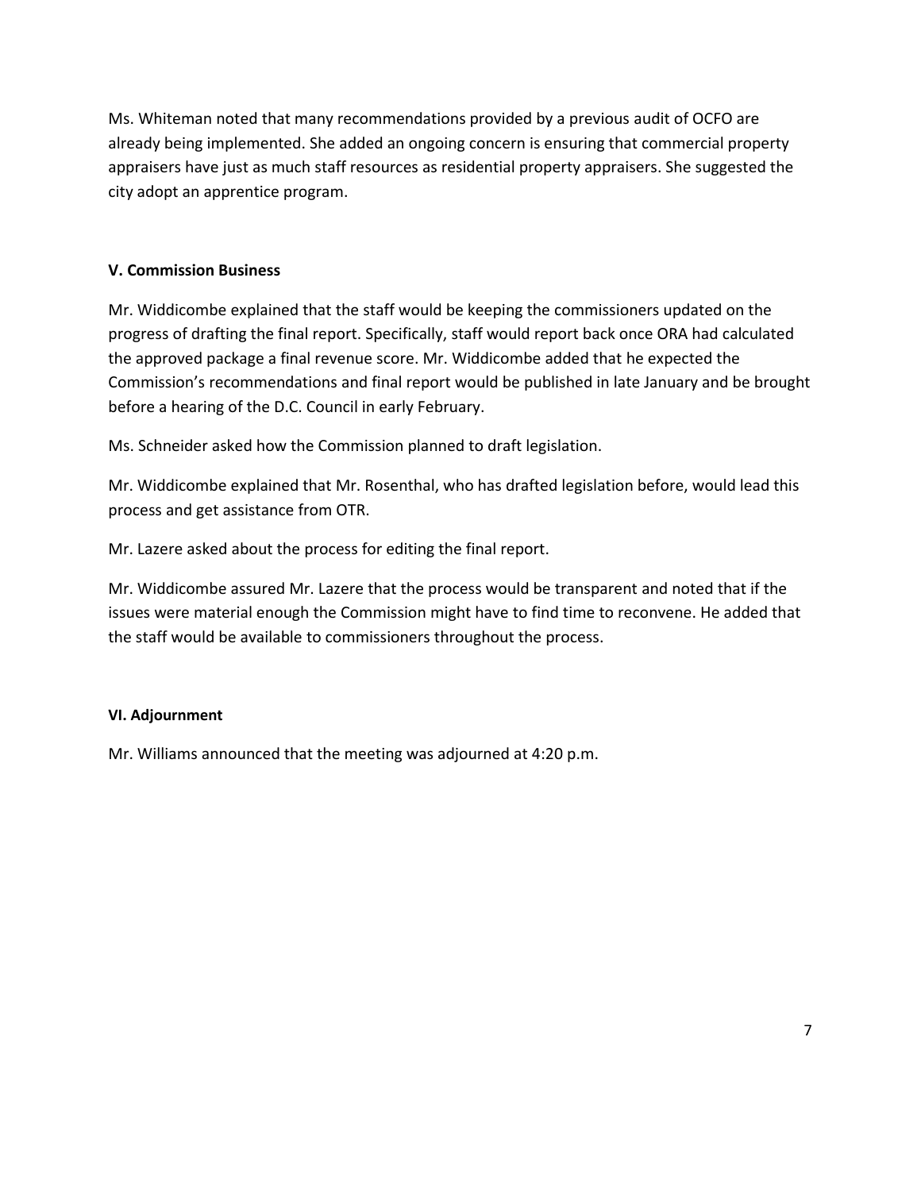Ms. Whiteman noted that many recommendations provided by a previous audit of OCFO are already being implemented. She added an ongoing concern is ensuring that commercial property appraisers have just as much staff resources as residential property appraisers. She suggested the city adopt an apprentice program.

**V. Commission Business**

Mr. Widdicombe explained that the staff would be keeping the commissioners updated on the progress of drafting the final report. Specifically, staff would report back once ORA had calculated the approved package a final revenue score. Mr. Widdicombe added that he expected the Commission's recommendations and final report would be published in late January and be brought before a hearing of the D.C. Council in early February.

Ms. Schneider asked how the Commission planned to draft legislation.

Mr. Widdicombe explained that Mr. Rosenthal, who has drafted legislation before, would lead this process and get assistance from OTR.

Mr. Lazere asked about the process for editing the final report.

Mr. Widdicombe assured Mr. Lazere that the process would be transparent and noted that if the issues were material enough the Commission might have to find time to reconvene. He added that the staff would be available to commissioners throughout the process.

**VI. Adjournment**

Mr. Williams announced that the meeting was adjourned at 4:20 p.m.